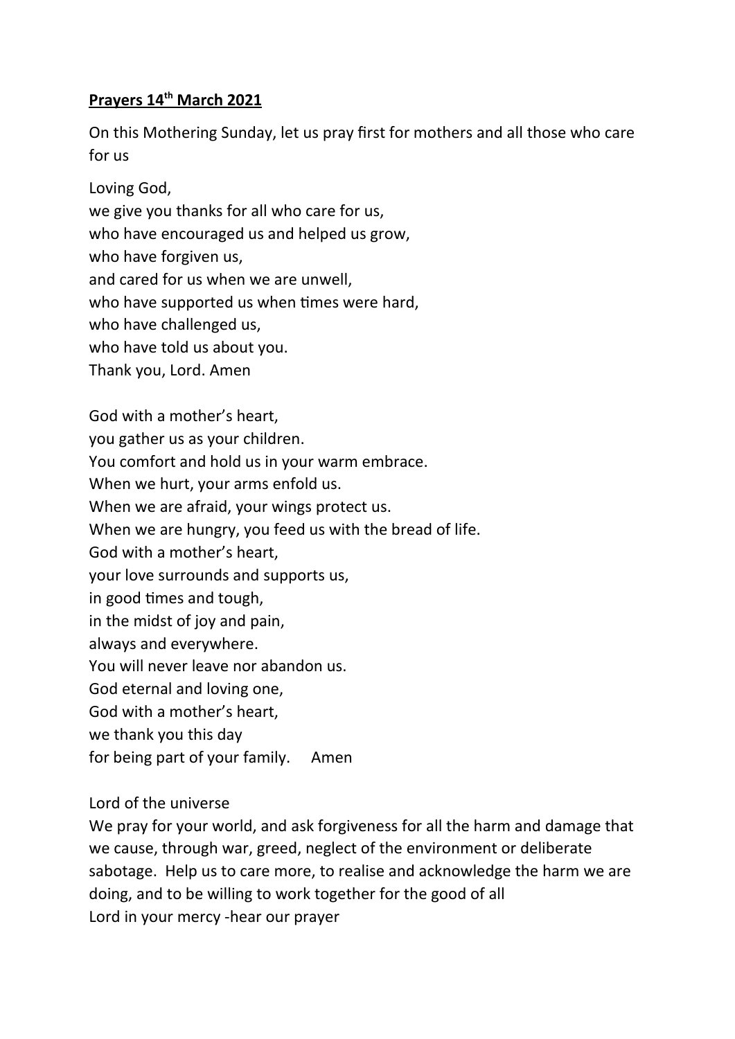**Prayers 14th March 2021**

On this Mothering Sunday, let us pray first for mothers and all those who care for us

Loving God,  
we give you thanks for all who care for us,  
who have encouraged us and helped us grow,  
who have forgiven us,  
and cared for us when we are unwell,  
who have supported us when times were hard,  
who have challenged us,  
who have told us about you.  
Thank you, Lord. Amen

God with a mother's heart,  
you gather us as your children.  
You comfort and hold us in your warm embrace.  
When we hurt, your arms enfold us.  
When we are afraid, your wings protect us.  
When we are hungry, you feed us with the bread of life.  
God with a mother's heart,  
your love surrounds and supports us,  
in good times and tough,  
in the midst of joy and pain,  
always and everywhere.  
You will never leave nor abandon us.  
God eternal and loving one,  
God with a mother's heart,  
we thank you this day  
for being part of your family. Amen

Lord of the universe  
We pray for your world, and ask forgiveness for all the harm and damage that we cause, through war, greed, neglect of the environment or deliberate sabotage. Help us to care more, to realise and acknowledge the harm we are doing, and to be willing to work together for the good of all  
Lord in your mercy -hear our prayer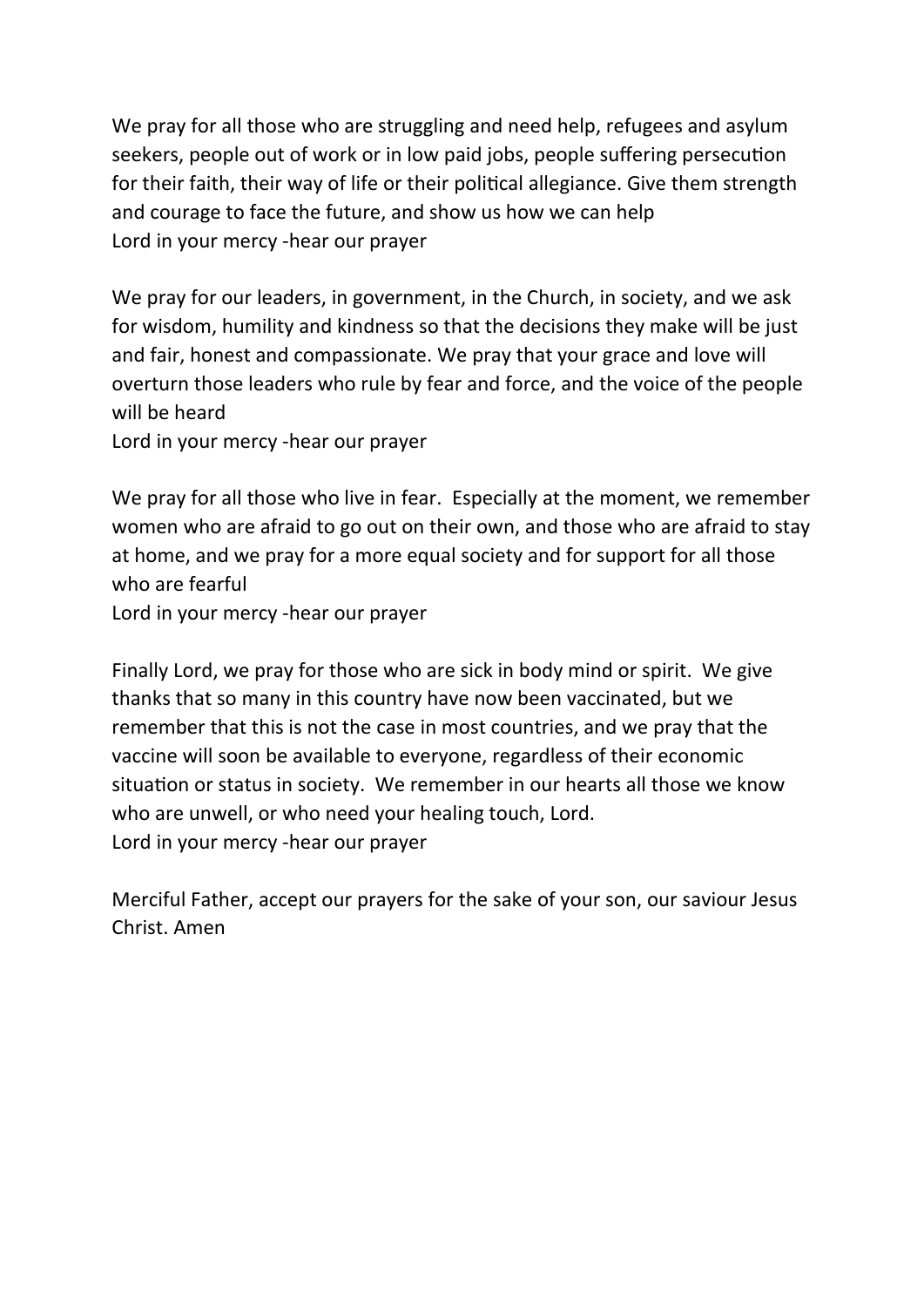We pray for all those who are struggling and need help, refugees and asylum seekers, people out of work or in low paid jobs, people suffering persecution for their faith, their way of life or their political allegiance. Give them strength and courage to face the future, and show us how we can help
Lord in your mercy -hear our prayer

We pray for our leaders, in government, in the Church, in society, and we ask for wisdom, humility and kindness so that the decisions they make will be just and fair, honest and compassionate. We pray that your grace and love will overturn those leaders who rule by fear and force, and the voice of the people will be heard
Lord in your mercy -hear our prayer

We pray for all those who live in fear. Especially at the moment, we remember women who are afraid to go out on their own, and those who are afraid to stay at home, and we pray for a more equal society and for support for all those who are fearful
Lord in your mercy -hear our prayer

Finally Lord, we pray for those who are sick in body mind or spirit. We give thanks that so many in this country have now been vaccinated, but we remember that this is not the case in most countries, and we pray that the vaccine will soon be available to everyone, regardless of their economic situation or status in society. We remember in our hearts all those we know who are unwell, or who need your healing touch, Lord.
Lord in your mercy -hear our prayer

Merciful Father, accept our prayers for the sake of your son, our saviour Jesus Christ. Amen